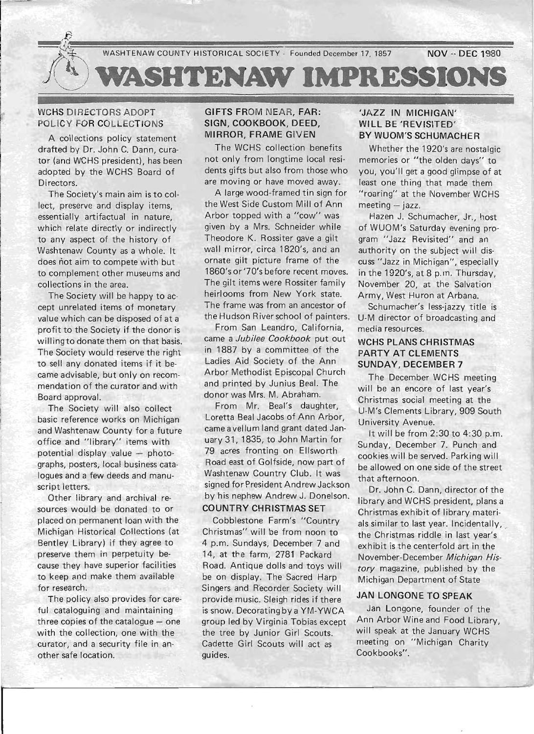WASHTENAW COUNTY HISTORICAL SOCIETY - Founded December 17, 1857 NOV -- DEC 1980

# WASHTENAW IMPRESSIONS

## WCHS DIRECTORS ADOPT POLICY FOR COLLECTIONS

A collections policy statement drafted by Dr. John C. Dann, curator (and WCHS president), has been adopted by the WCHS Board of Directors.

The Society's main aim is to collect, preserve and display items, essentially artifactual in nature, which relate directly or indirectly to any aspect of the history of Washtenaw County as a whole. It does not aim to compete with but to complement other museums and collections in the area.

The Society will be happy to accept unrelated items of monetary value which can be disposed of at a profit to the Society if the donor is willing to donate them on that basis. The Society would reserve the right to sell any donated items if it became advisable, but only on recommendation of the curator and with Board approval.

The Society will also collect basic reference works on Michigan and Washtenaw County for a future office and "library" items with potential display value — photographs, posters, local business catalogues and a few deeds and manuscript letters.

Other library and archival resources would be donated to or placed on permanent loan with the Michigan Historical Collections (at Bentley Library) if they agree to preserve them in perpetuity because they have superior facilities to keep and make them available for research.

The policy also provides for careful cataloguing and maintaining three copies of the catalogue — one with the collection, one with the curator, and a security file in another safe location.

## GIFTS FROM NEAR, FAR: SIGN, COOKBOOK, DEED, MIRROR, FRAME GIVEN

The WCHS collection benefits not only from longtime local residents gifts but also from those who are moving or have moved away.

A large wood-framed tin sign for the West Side Custom Mill of Ann Arbor topped with a "cow" was given by a Mrs. Schneider while Theodore K. Rossiter gave a gilt wall mirror, circa 1820's, and an ornate gilt picture frame of the 1860's or '70's before recent moves. The gilt items were Rossiter family heirlooms from New York state. The frame was from an ancestor of the Hudson River school of painters.

From San Leandro, California, came a *Jubilee Cookbook* put out in 1887 by a committee of the Ladies Aid Society of the Ann Arbor Methodist Episcopal Church and printed by Junius Beal. The donor was Mrs. M. Abraham.

From Mr. Beal's daughter, Loretta Beal Jacobs of Ann Arbor, came a vellum land grant dated January 31, 1835, to John Martin for 79 acres fronting on Ellsworth Road east of Golfside, now part of Washtenaw Country Club. It was signed for President Andrew Jackson by his nephew Andrew J. Donelson.

## COUNTRY CHRISTMAS SET

Cobblestone Farm's "Country Christmas" will be from noon to 4 p.m. Sundays, December 7 and 14, at the farm, 2781 Packard Road. Antique dolls and toys will be on display. The Sacred Harp Singers and Recorder Society will provide music. Sleigh rides if there is snow. Decorating by a YM-YWCA group led by Virginia Tobias except the tree by Junior Girl Scouts. Cadette Girl Scouts will act as guides.

## 'JAZZ IN MICHIGAN' WILL BE 'REVISITED' BY WUOM'S SCHUMACHER

Whether the 1920's are nostalgic memories or "the olden days" to you, you'll get a good glimpse of at least one thing that made them "roaring" at the November WCHS meeting — jazz.

Hazen J. Schumacher, Jr., host of WUOM's Saturday evening program "Jazz Revisited" and an authority on the subject will discuss "Jazz in Michigan", especially in the 1920's, at 8 p.m. Thursday, November 20, at the Salvation Army, West Huron at Arbana.

Schumacher's less-jazzy title is U-M director of broadcasting and media resources.

## WCHS PLANS CHRISTMAS PARTY AT CLEMENTS SUNDAY, DECEMBER 7

The December WCHS meeting will be an encore of last year's Christmas social meeting at the U-M's Clements Library, 909 South University Avenue.

It will be from 2:30 to 4:30 p.m. Sunday, December 7. Punch and cookies will be served. Parking will be allowed on one side of the street that afternoon.

Dr. John C. Dann, director of the library and WCHS president, plans a Christmas exhibit of library materials similar to last year. Incidentally, the Christmas riddle in last year's exhibit is the centerfold art in the November-December *Michigan History* magazine, published by the Michigan Department of State

## JAN LONGONE TO SPEAK

Jan Longone, founder of the Ann Arbor Wine and Food Library, will speak at the January WCHS meeting on "Michigan Charity Cookbooks".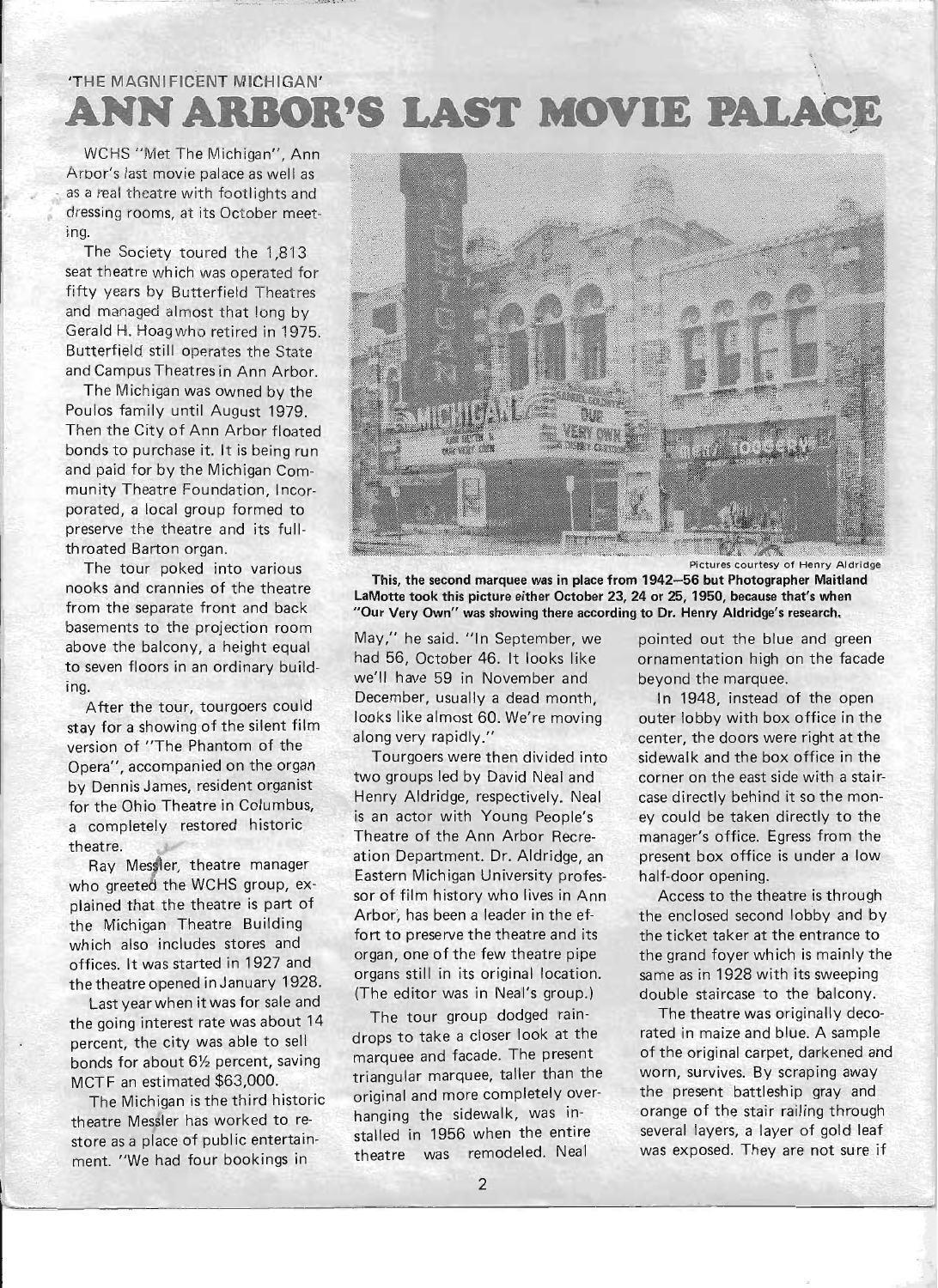'THE MAGNIFICENT MICHIGAN'

# ANN ARBOR'S LAST MOVIE PALACE

WCHS "Met The Michigan", Ann Arbor's last movie palace as well as as a real theatre with footlights and dressing rooms, at its October meeting.

The Society toured the 1,813 seat theatre which was operated for fifty years by Butterfield Theatres and managed almost that long by Gerald H. Hoag who retired in 1975. Butterfield still operates the State and Campus Theatres in Ann Arbor.

The Michigan was owned by the Poulos family until August 1979. Then the City of Ann Arbor floated bonds to purchase it. It is being run and paid for by the Michigan Community Theatre Foundation, Incorporated, a local group formed to preserve the theatre and its full-throated Barton organ.

The tour poked into various nooks and crannies of the theatre from the separate front and back basements to the projection room above the balcony, a height equal to seven floors in an ordinary building.

After the tour, tourgoers could stay for a showing of the silent film version of "The Phantom of the Opera", accompanied on the organ by Dennis James, resident organist for the Ohio Theatre in Columbus, a completely restored historic theatre.

Ray Messler, theatre manager who greeted the WCHS group, explained that the theatre is part of the Michigan Theatre Building which also includes stores and offices. It was started in 1927 and the theatre opened in January 1928.

Last year when it was for sale and the going interest rate was about 14 percent, the city was able to sell bonds for about 6½ percent, saving MCTF an estimated $63,000.

The Michigan is the third historic theatre Messler has worked to restore as a place of public entertainment. "We had four bookings in May," he said. "In September, we had 56, October 46. It looks like we'll have 59 in November and December, usually a dead month, looks like almost 60. We're moving along very rapidly."

Pictures courtesy of Henry Aldridge

**This, the second marquee was in place from 1942–56 but Photographer Maitland LaMotte took this picture either October 23, 24 or 25, 1950, because that's when "Our Very Own" was showing there according to Dr. Henry Aldridge's research.**

Tourgoers were then divided into two groups led by David Neal and Henry Aldridge, respectively. Neal is an actor with Young People's Theatre of the Ann Arbor Recreation Department. Dr. Aldridge, an Eastern Michigan University professor of film history who lives in Ann Arbor, has been a leader in the effort to preserve the theatre and its organ, one of the few theatre pipe organs still in its original location. (The editor was in Neal's group.)

The tour group dodged raindrops to take a closer look at the marquee and facade. The present triangular marquee, taller than the original and more completely overhanging the sidewalk, was installed in 1956 when the entire theatre was remodeled. Neal pointed out the blue and green ornamentation high on the facade beyond the marquee.

In 1948, instead of the open outer lobby with box office in the center, the doors were right at the sidewalk and the box office in the corner on the east side with a staircase directly behind it so the money could be taken directly to the manager's office. Egress from the present box office is under a low half-door opening.

Access to the theatre is through the enclosed second lobby and by the ticket taker at the entrance to the grand foyer which is mainly the same as in 1928 with its sweeping double staircase to the balcony.

The theatre was originally decorated in maize and blue. A sample of the original carpet, darkened and worn, survives. By scraping away the present battleship gray and orange of the stair railing through several layers, a layer of gold leaf was exposed. They are not sure if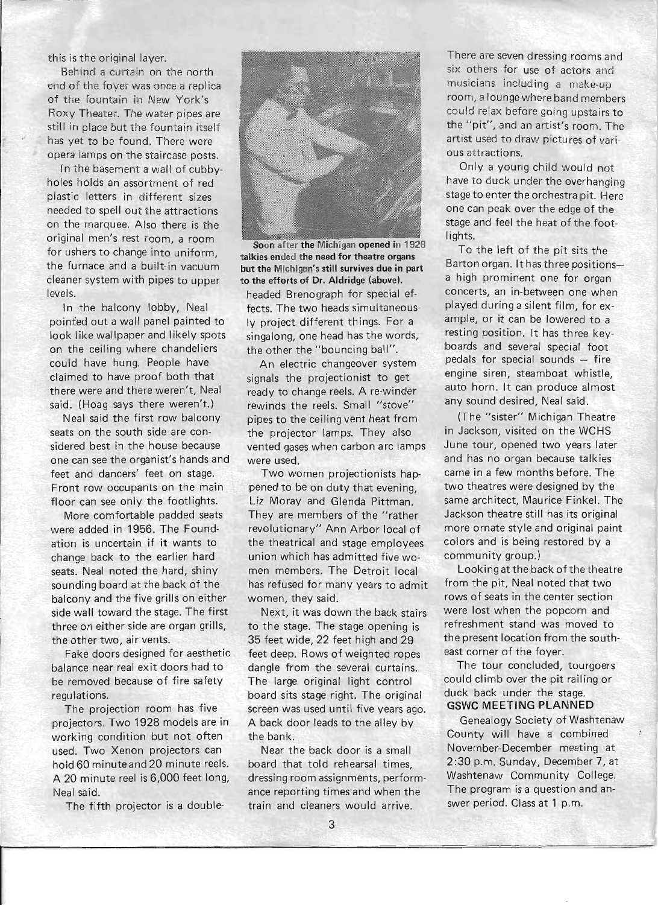this is the original layer.

Behind a curtain on the north end of the foyer was once a replica of the fountain in New York's Roxy Theater. The water pipes are still in place but the fountain itself has yet to be found. There were opera lamps on the staircase posts.

In the basement a wall of cubbyholes holds an assortment of red plastic letters in different sizes needed to spell out the attractions on the marquee. Also there is the original men's rest room, a room for ushers to change into uniform, the furnace and a built-in vacuum cleaner system with pipes to upper levels.

In the balcony lobby, Neal pointed out a wall panel painted to look like wallpaper and likely spots on the ceiling where chandeliers could have hung. People have claimed to have proof both that there were and there weren't, Neal said. (Hoag says there weren't.)

Neal said the first row balcony seats on the south side are considered best in the house because one can see the organist's hands and feet and dancers' feet on stage. Front row occupants on the main floor can see only the footlights.

More comfortable padded seats were added in 1956. The Foundation is uncertain if it wants to change back to the earlier hard seats. Neal noted the hard, shiny sounding board at the back of the balcony and the five grills on either side wall toward the stage. The first three on either side are organ grills, the other two, air vents.

Fake doors designed for aesthetic balance near real exit doors had to be removed because of fire safety regulations.

The projection room has five projectors. Two 1928 models are in working condition but not often used. Two Xenon projectors can hold 60 minute and 20 minute reels. A 20 minute reel is 6,000 feet long, Neal said.

The fifth projector is a double-headed Brenograph for special effects. The two heads simultaneously project different things. For a singalong, one head has the words, the other the "bouncing ball".

Soon after the Michigan opened in 1928 talkies ended the need for theatre organs but the Michigan's still survives due in part to the efforts of Dr. Aldridge (above).

An electric changeover system signals the projectionist to get ready to change reels. A re-winder rewinds the reels. Small "stove" pipes to the ceiling vent heat from the projector lamps. They also vented gases when carbon arc lamps were used.

Two women projectionists happened to be on duty that evening, Liz Moray and Glenda Pittman. They are members of the "rather revolutionary" Ann Arbor local of the theatrical and stage employees union which has admitted five women members. The Detroit local has refused for many years to admit women, they said.

Next, it was down the back stairs to the stage. The stage opening is 35 feet wide, 22 feet high and 29 feet deep. Rows of weighted ropes dangle from the several curtains. The large original light control board sits stage right. The original screen was used until five years ago. A back door leads to the alley by the bank.

Near the back door is a small board that told rehearsal times, dressing room assignments, performance reporting times and when the train and cleaners would arrive.

There are seven dressing rooms and six others for use of actors and musicians including a make-up room, a lounge where band members could relax before going upstairs to the "pit", and an artist's room. The artist used to draw pictures of various attractions.

Only a young child would not have to duck under the overhanging stage to enter the orchestra pit. Here one can peak over the edge of the stage and feel the heat of the footlights.

To the left of the pit sits the Barton organ. It has three positions— a high prominent one for organ concerts, an in-between one when played during a silent film, for example, or it can be lowered to a resting position. It has three keyboards and several special foot pedals for special sounds – fire engine siren, steamboat whistle, auto horn. It can produce almost any sound desired, Neal said.

(The "sister" Michigan Theatre in Jackson, visited on the WCHS June tour, opened two years later and has no organ because talkies came in a few months before. The two theatres were designed by the same architect, Maurice Finkel. The Jackson theatre still has its original more ornate style and original paint colors and is being restored by a community group.)

Looking at the back of the theatre from the pit, Neal noted that two rows of seats in the center section were lost when the popcorn and refreshment stand was moved to the present location from the southeast corner of the foyer.

The tour concluded, tourgoers could climb over the pit railing or duck back under the stage.

### GSWC MEETING PLANNED

Genealogy Society of Washtenaw County will have a combined November-December meeting at 2:30 p.m. Sunday, December 7, at Washtenaw Community College. The program is a question and answer period. Class at 1 p.m.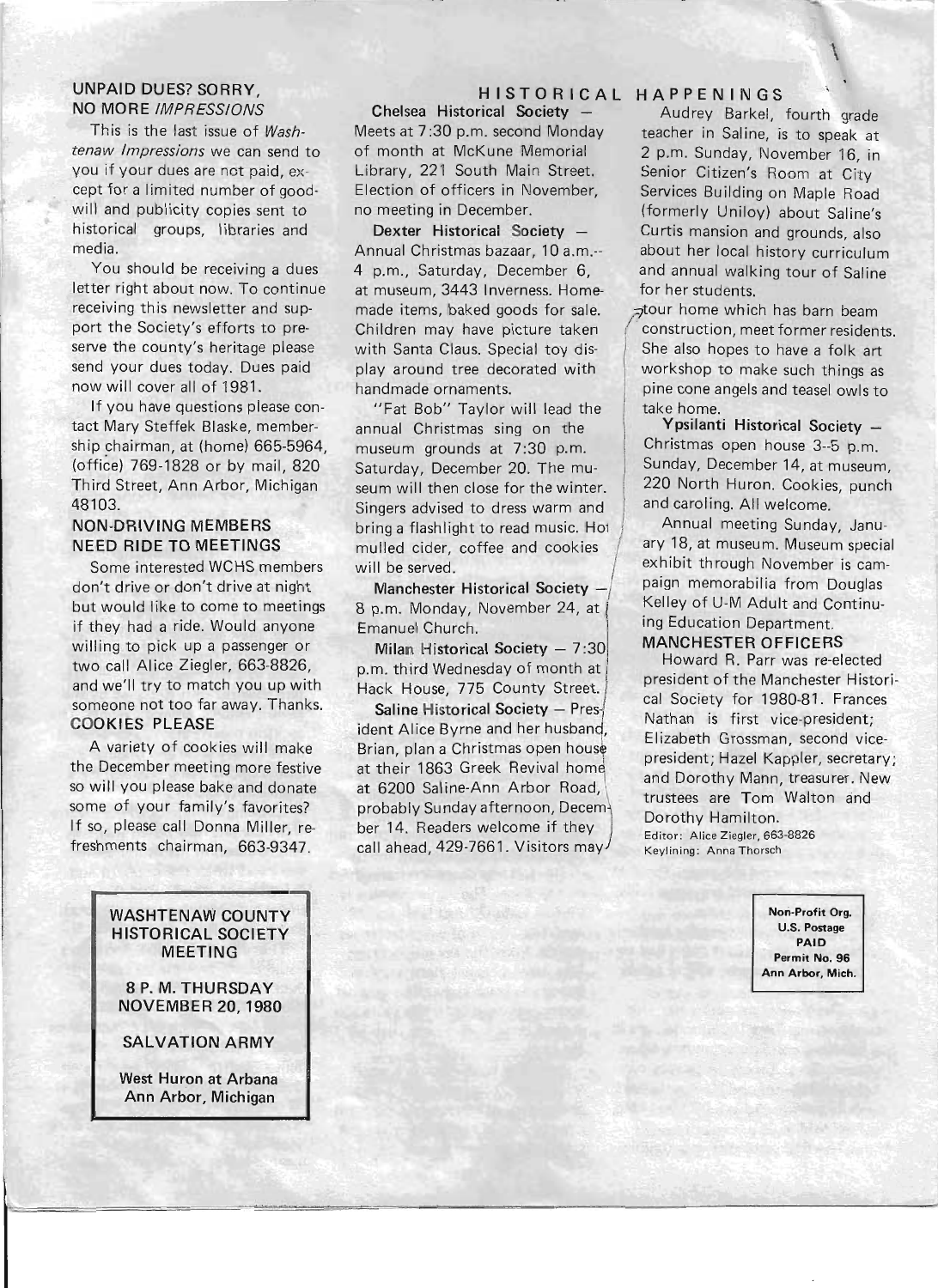## UNPAID DUES? SORRY, NO MORE *IMPRESSIONS*

This is the last issue of *Washtenaw Impressions* we can send to you if your dues are not paid, except for a limited number of goodwill and publicity copies sent to historical groups, libraries and media.

You should be receiving a dues letter right about now. To continue receiving this newsletter and support the Society's efforts to preserve the county's heritage please send your dues today. Dues paid now will cover all of 1981.

If you have questions please contact Mary Steffek Blaske, membership chairman, at (home) 665-5964, (office) 769-1828 or by mail, 820 Third Street, Ann Arbor, Michigan 48103.

## NON-DRIVING MEMBERS NEED RIDE TO MEETINGS

Some interested WCHS members don't drive or don't drive at night but would like to come to meetings if they had a ride. Would anyone willing to pick up a passenger or two call Alice Ziegler, 663-8826, and we'll try to match you up with someone not too far away. Thanks.

## COOKIES PLEASE

A variety of cookies will make the December meeting more festive so will you please bake and donate some of your family's favorites? If so, please call Donna Miller, refreshments chairman, 663-9347.

**WASHTENAW COUNTY HISTORICAL SOCIETY MEETING**

**8 P. M. THURSDAY NOVEMBER 20, 1980**

**SALVATION ARMY**

**West Huron at Arbana**
**Ann Arbor, Michigan**

## HISTORICAL HAPPENINGS

**Chelsea Historical Society** — Meets at 7:30 p.m. second Monday of month at McKune Memorial Library, 221 South Main Street. Election of officers in November, no meeting in December.

**Dexter Historical Society** — Annual Christmas bazaar, 10 a.m.--4 p.m., Saturday, December 6, at museum, 3443 Inverness. Homemade items, baked goods for sale. Children may have picture taken with Santa Claus. Special toy display around tree decorated with handmade ornaments.

"Fat Bob" Taylor will lead the annual Christmas sing on the museum grounds at 7:30 p.m. Saturday, December 20. The museum will then close for the winter. Singers advised to dress warm and bring a flashlight to read music. Hot mulled cider, coffee and cookies will be served.

**Manchester Historical Society** — 8 p.m. Monday, November 24, at Emanuel Church.

**Milan Historical Society** — 7:30 p.m. third Wednesday of month at Hack House, 775 County Street.

**Saline Historical Society** — President Alice Byrne and her husband, Brian, plan a Christmas open house at their 1863 Greek Revival home at 6200 Saline-Ann Arbor Road, probably Sunday afternoon, December 14. Readers welcome if they call ahead, 429-7661. Visitors may tour home which has barn beam construction, meet former residents. She also hopes to have a folk art workshop to make such things as pine cone angels and teasel owls to take home.

Audrey Barkel, fourth grade teacher in Saline, is to speak at 2 p.m. Sunday, November 16, in Senior Citizen's Room at City Services Building on Maple Road (formerly Uniloy) about Saline's Curtis mansion and grounds, also about her local history curriculum and annual walking tour of Saline for her students.

**Ypsilanti Historical Society** — Christmas open house 3--5 p.m. Sunday, December 14, at museum, 220 North Huron. Cookies, punch and caroling. All welcome.

Annual meeting Sunday, January 18, at museum. Museum special exhibit through November is campaign memorabilia from Douglas Kelley of U-M Adult and Continuing Education Department.

## MANCHESTER OFFICERS

Howard R. Parr was re-elected president of the Manchester Historical Society for 1980-81. Frances Nathan is first vice-president; Elizabeth Grossman, second vice-president; Hazel Kappler, secretary; and Dorothy Mann, treasurer. New trustees are Tom Walton and Dorothy Hamilton.

Editor: Alice Ziegler, 663-8826
Keylining: Anna Thorsch

Non-Profit Org.
U.S. Postage
PAID
Permit No. 96
Ann Arbor, Mich.